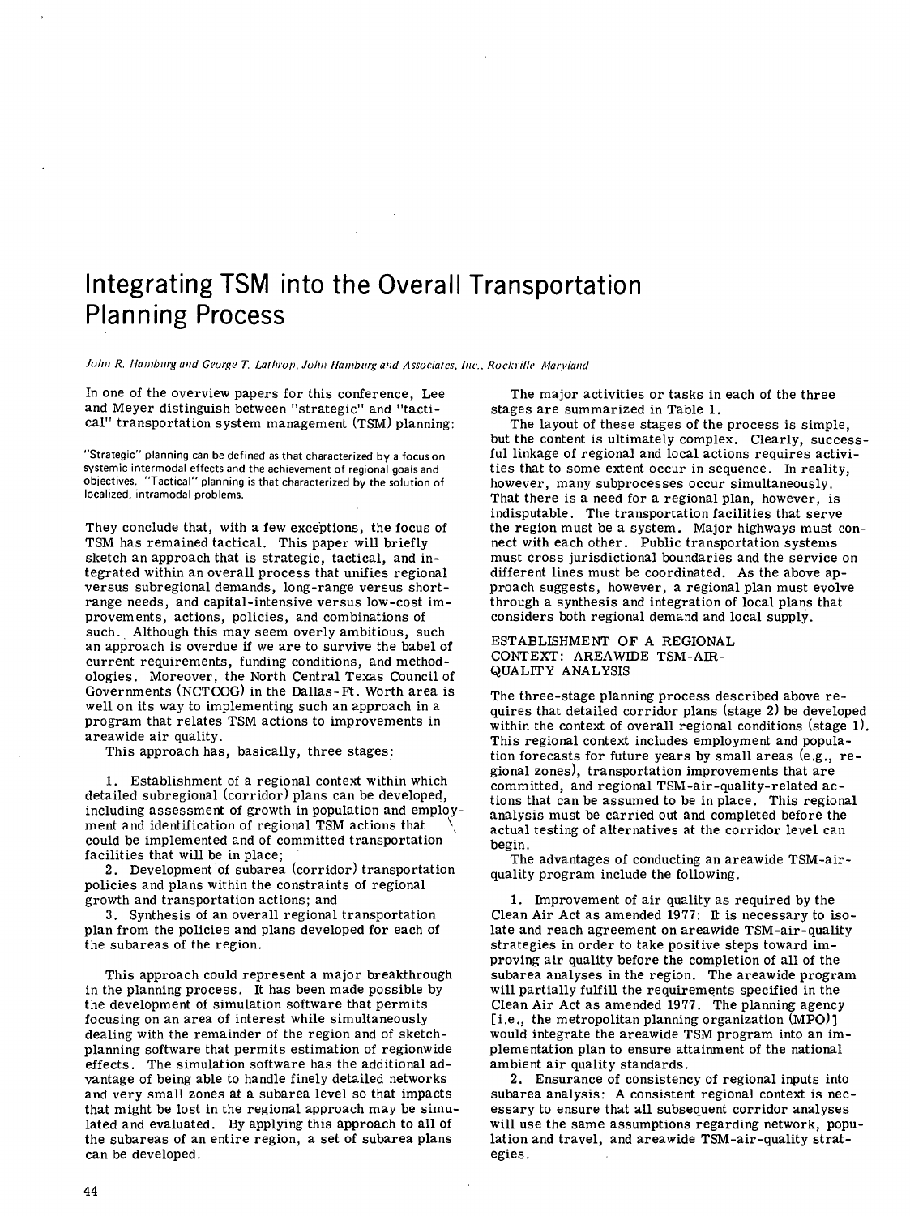# Integrating TSM into the Overall Transportation Planning Process

*John R. Hamburg and George T. Lathrop, John Hamburg and Associates, Inc., Rockville, Maryland*

In one of the overview papers for this conference, Lee and Meyer distinguish between "strategic" and "tactical" transportation system management (TSM) planning:

> "Strategic" planning can be defined as that characterized by a focus on systemic intermodal effects and the achievement of regional goals and objectives. "Tactical" planning is that characterized by the solution of localized, intramodal problems.

They conclude that, with a few exceptions, the focus of TSM has remained tactical. This paper will briefly sketch an approach that is strategic, tactical, and integrated within an overall process that unifies regional versus subregional demands, long-range versus short-range needs, and capital-intensive versus low-cost improvements, actions, policies, and combinations of such. Although this may seem overly ambitious, such an approach is overdue if we are to survive the babel of current requirements, funding conditions, and methodologies. Moreover, the North Central Texas Council of Governments (NCTCOG) in the Dallas-Ft. Worth area is well on its way to implementing such an approach in a program that relates TSM actions to improvements in areawide air quality.

This approach has, basically, three stages:

1. Establishment of a regional context within which detailed subregional (corridor) plans can be developed, including assessment of growth in population and employment and identification of regional TSM actions that could be implemented and of committed transportation facilities that will be in place;
2. Development of subarea (corridor) transportation policies and plans within the constraints of regional growth and transportation actions; and
3. Synthesis of an overall regional transportation plan from the policies and plans developed for each of the subareas of the region.

This approach could represent a major breakthrough in the planning process. It has been made possible by the development of simulation software that permits focusing on an area of interest while simultaneously dealing with the remainder of the region and of sketch-planning software that permits estimation of regionwide effects. The simulation software has the additional advantage of being able to handle finely detailed networks and very small zones at a subarea level so that impacts that might be lost in the regional approach may be simulated and evaluated. By applying this approach to all of the subareas of an entire region, a set of subarea plans can be developed.

The major activities or tasks in each of the three stages are summarized in Table 1.

The layout of these stages of the process is simple, but the content is ultimately complex. Clearly, successful linkage of regional and local actions requires activities that to some extent occur in sequence. In reality, however, many subprocesses occur simultaneously. That there is a need for a regional plan, however, is indisputable. The transportation facilities that serve the region must be a system. Major highways must connect with each other. Public transportation systems must cross jurisdictional boundaries and the service on different lines must be coordinated. As the above approach suggests, however, a regional plan must evolve through a synthesis and integration of local plans that considers both regional demand and local supply.

## ESTABLISHMENT OF A REGIONAL CONTEXT: AREAWIDE TSM-AIR-QUALITY ANALYSIS

The three-stage planning process described above requires that detailed corridor plans (stage 2) be developed within the context of overall regional conditions (stage 1). This regional context includes employment and population forecasts for future years by small areas (e.g., regional zones), transportation improvements that are committed, and regional TSM-air-quality-related actions that can be assumed to be in place. This regional analysis must be carried out and completed before the actual testing of alternatives at the corridor level can begin.

The advantages of conducting an areawide TSM-air-quality program include the following.

1. Improvement of air quality as required by the Clean Air Act as amended 1977: It is necessary to isolate and reach agreement on areawide TSM-air-quality strategies in order to take positive steps toward improving air quality before the completion of all of the subarea analyses in the region. The areawide program will partially fulfill the requirements specified in the Clean Air Act as amended 1977. The planning agency [i.e., the metropolitan planning organization (MPO)] would integrate the areawide TSM program into an implementation plan to ensure attainment of the national ambient air quality standards.
2. Ensurance of consistency of regional inputs into subarea analysis: A consistent regional context is necessary to ensure that all subsequent corridor analyses will use the same assumptions regarding network, population and travel, and areawide TSM-air-quality strategies.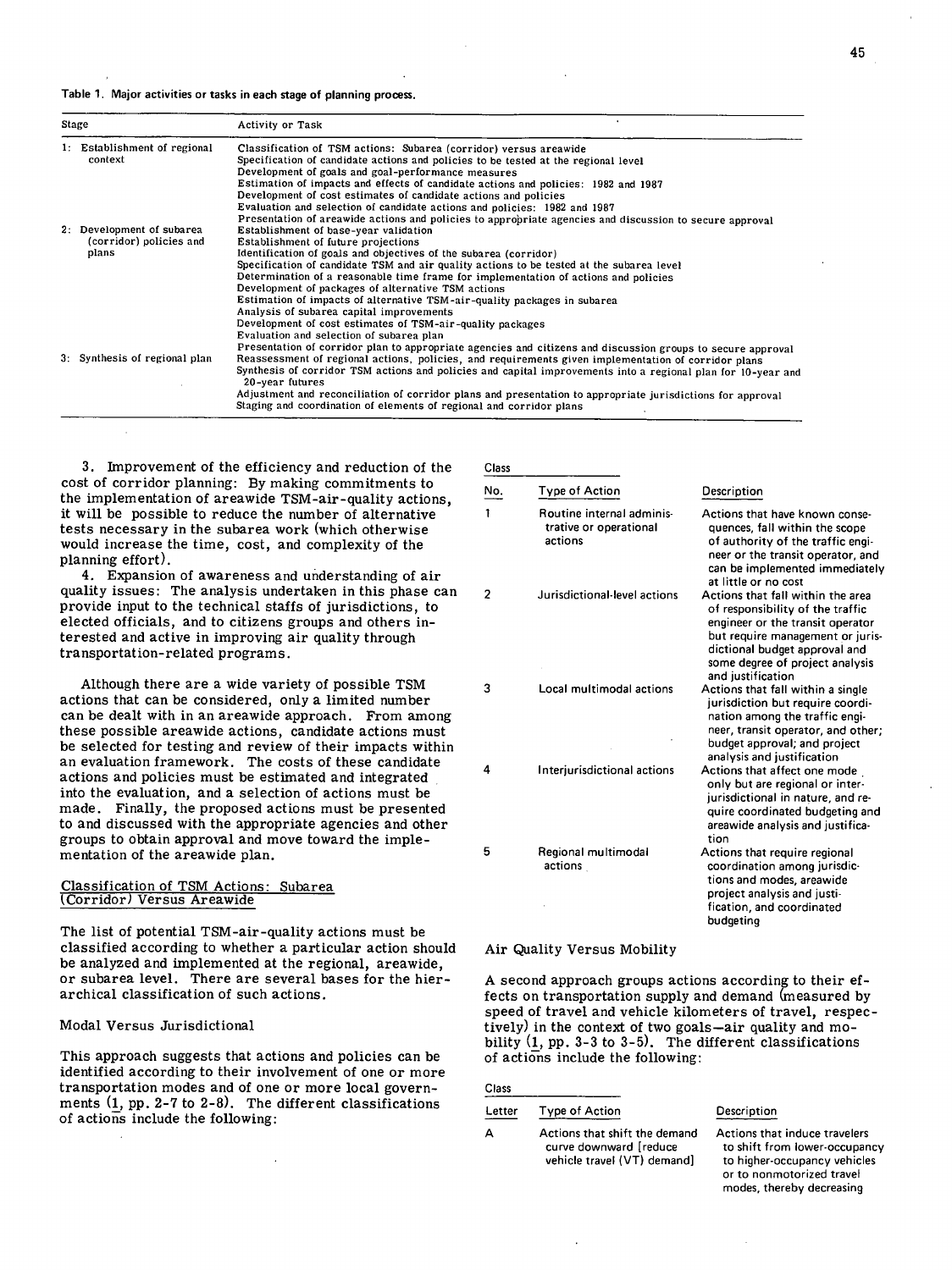Table 1. Major activities or tasks in each stage of planning process.

| Stage | Activity or Task |
|---|---|
| 1: Establishment of regional context | Classification of TSM actions: Subarea (corridor) versus areawide |
| | Specification of candidate actions and policies to be tested at the regional level |
| | Development of goals and goal-performance measures |
| | Estimation of impacts and effects of candidate actions and policies: 1982 and 1987 |
| | Development of cost estimates of candidate actions and policies |
| | Evaluation and selection of candidate actions and policies: 1982 and 1987 |
| | Presentation of areawide actions and policies to appropriate agencies and discussion to secure approval |
| 2: Development of subarea (corridor) policies and plans | Establishment of base-year validation |
| | Establishment of future projections |
| | Identification of goals and objectives of the subarea (corridor) |
| | Specification of candidate TSM and air quality actions to be tested at the subarea level |
| | Determination of a reasonable time frame for implementation of actions and policies |
| | Development of packages of alternative TSM actions |
| | Estimation of impacts of alternative TSM-air-quality packages in subarea |
| | Analysis of subarea capital improvements |
| | Development of cost estimates of TSM-air-quality packages |
| | Evaluation and selection of subarea plan |
| | Presentation of corridor plan to appropriate agencies and citizens and discussion groups to secure approval |
| 3: Synthesis of regional plan | Reassessment of regional actions, policies, and requirements given implementation of corridor plans |
| | Synthesis of corridor TSM actions and policies and capital improvements into a regional plan for 10-year and 20-year futures |
| | Adjustment and reconciliation of corridor plans and presentation to appropriate jurisdictions for approval |
| | Staging and coordination of elements of regional and corridor plans |

3. Improvement of the efficiency and reduction of the cost of corridor planning: By making commitments to the implementation of areawide TSM-air-quality actions, it will be possible to reduce the number of alternative tests necessary in the subarea work (which otherwise would increase the time, cost, and complexity of the planning effort).

4. Expansion of awareness and understanding of air quality issues: The analysis undertaken in this phase can provide input to the technical staffs of jurisdictions, to elected officials, and to citizens groups and others interested and active in improving air quality through transportation-related programs.

Although there are a wide variety of possible TSM actions that can be considered, only a limited number can be dealt with in an areawide approach. From among these possible areawide actions, candidate actions must be selected for testing and review of their impacts within an evaluation framework. The costs of these candidate actions and policies must be estimated and integrated into the evaluation, and a selection of actions must be made. Finally, the proposed actions must be presented to and discussed with the appropriate agencies and other groups to obtain approval and move toward the implementation of the areawide plan.

## Classification of TSM Actions: Subarea (Corridor) Versus Areawide

The list of potential TSM-air-quality actions must be classified according to whether a particular action should be analyzed and implemented at the regional, areawide, or subarea level. There are several bases for the hierarchical classification of such actions.

### Modal Versus Jurisdictional

This approach suggests that actions and policies can be identified according to their involvement of one or more transportation modes and of one or more local governments (1, pp. 2-7 to 2-8). The different classifications of actions include the following:

| Class No. | Type of Action | Description |
|---|---|---|
| 1 | Routine internal administrative or operational actions | Actions that have known consequences, fall within the scope of authority of the traffic engineer or the transit operator, and can be implemented immediately at little or no cost |
| 2 | Jurisdictional-level actions | Actions that fall within the area of responsibility of the traffic engineer or the transit operator but require management or jurisdictional budget approval and some degree of project analysis and justification |
| 3 | Local multimodal actions | Actions that fall within a single jurisdiction but require coordination among the traffic engineer, transit operator, and other; budget approval; and project analysis and justification |
| 4 | Interjurisdictional actions | Actions that affect one mode only but are regional or interjurisdictional in nature, and require coordinated budgeting and areawide analysis and justification |
| 5 | Regional multimodal actions | Actions that require regional coordination among jurisdictions and modes, areawide project analysis and justification, and coordinated budgeting |

### Air Quality Versus Mobility

A second approach groups actions according to their effects on transportation supply and demand (measured by speed of travel and vehicle kilometers of travel, respectively) in the context of two goals—air quality and mobility (1, pp. 3-3 to 3-5). The different classifications of actions include the following:

| Class Letter | Type of Action | Description |
|---|---|---|
| A | Actions that shift the demand curve downward [reduce vehicle travel (VT) demand] | Actions that induce travelers to shift from lower-occupancy to higher-occupancy vehicles or to nonmotorized travel modes, thereby decreasing |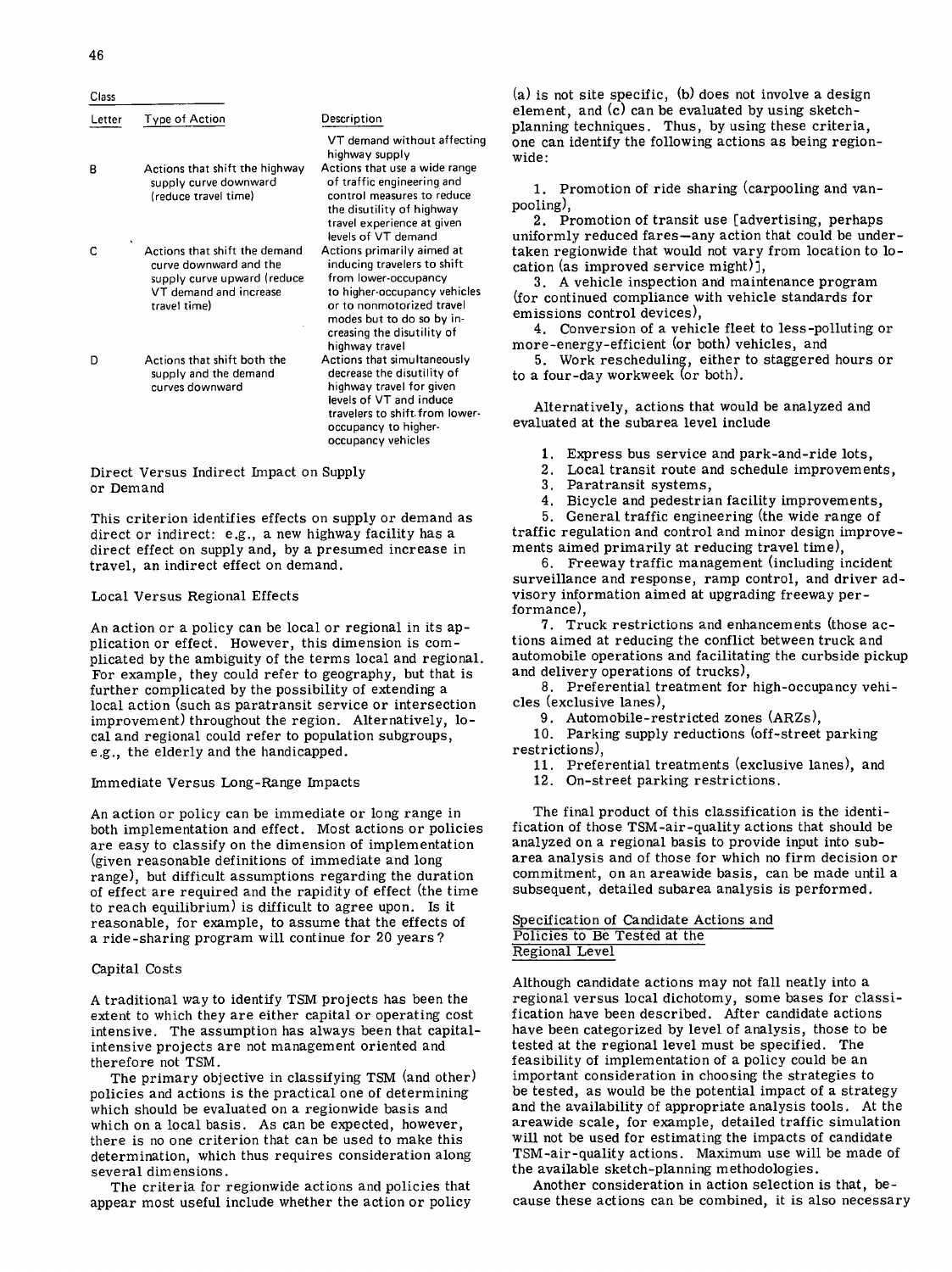| Class Letter | Type of Action | Description |
|---|---|---|
| | | VT demand without affecting highway supply |
| B | Actions that shift the highway supply curve downward (reduce travel time) | Actions that use a wide range of traffic engineering and control measures to reduce the disutility of highway travel experience at given levels of VT demand |
| C | Actions that shift the demand curve downward and the supply curve upward (reduce VT demand and increase travel time) | Actions primarily aimed at inducing travelers to shift from lower-occupancy to higher-occupancy vehicles or to nonmotorized travel modes but to do so by increasing the disutility of highway travel |
| D | Actions that shift both the supply and the demand curves downward | Actions that simultaneously decrease the disutility of highway travel for given levels of VT and induce travelers to shift from lower-occupancy to higher-occupancy vehicles |

### Direct Versus Indirect Impact on Supply or Demand

This criterion identifies effects on supply or demand as direct or indirect: e.g., a new highway facility has a direct effect on supply and, by a presumed increase in travel, an indirect effect on demand.

### Local Versus Regional Effects

An action or a policy can be local or regional in its application or effect. However, this dimension is complicated by the ambiguity of the terms local and regional. For example, they could refer to geography, but that is further complicated by the possibility of extending a local action (such as paratransit service or intersection improvement) throughout the region. Alternatively, local and regional could refer to population subgroups, e.g., the elderly and the handicapped.

### Immediate Versus Long-Range Impacts

An action or policy can be immediate or long range in both implementation and effect. Most actions or policies are easy to classify on the dimension of implementation (given reasonable definitions of immediate and long range), but difficult assumptions regarding the duration of effect are required and the rapidity of effect (the time to reach equilibrium) is difficult to agree upon. Is it reasonable, for example, to assume that the effects of a ride-sharing program will continue for 20 years?

### Capital Costs

A traditional way to identify TSM projects has been the extent to which they are either capital or operating cost intensive. The assumption has always been that capital-intensive projects are not management oriented and therefore not TSM.

The primary objective in classifying TSM (and other) policies and actions is the practical one of determining which should be evaluated on a regionwide basis and which on a local basis. As can be expected, however, there is no one criterion that can be used to make this determination, which thus requires consideration along several dimensions.

The criteria for regionwide actions and policies that appear most useful include whether the action or policy (a) is not site specific, (b) does not involve a design element, and (c) can be evaluated by using sketch-planning techniques. Thus, by using these criteria, one can identify the following actions as being regionwide:

1. Promotion of ride sharing (carpooling and vanpooling),
2. Promotion of transit use [advertising, perhaps uniformly reduced fares—any action that could be undertaken regionwide that would not vary from location to location (as improved service might)],
3. A vehicle inspection and maintenance program (for continued compliance with vehicle standards for emissions control devices),
4. Conversion of a vehicle fleet to less-polluting or more-energy-efficient (or both) vehicles, and
5. Work rescheduling, either to staggered hours or to a four-day workweek (or both).

Alternatively, actions that would be analyzed and evaluated at the subarea level include

1. Express bus service and park-and-ride lots,
2. Local transit route and schedule improvements,
3. Paratransit systems,
4. Bicycle and pedestrian facility improvements,
5. General traffic engineering (the wide range of traffic regulation and control and minor design improvements aimed primarily at reducing travel time),
6. Freeway traffic management (including incident surveillance and response, ramp control, and driver advisory information aimed at upgrading freeway performance),
7. Truck restrictions and enhancements (those actions aimed at reducing the conflict between truck and automobile operations and facilitating the curbside pickup and delivery operations of trucks),
8. Preferential treatment for high-occupancy vehicles (exclusive lanes),
9. Automobile-restricted zones (ARZs),
10. Parking supply reductions (off-street parking restrictions),
11. Preferential treatments (exclusive lanes), and
12. On-street parking restrictions.

The final product of this classification is the identification of those TSM-air-quality actions that should be analyzed on a regional basis to provide input into subarea analysis and of those for which no firm decision or commitment, on an areawide basis, can be made until a subsequent, detailed subarea analysis is performed.

## Specification of Candidate Actions and Policies to Be Tested at the Regional Level

Although candidate actions may not fall neatly into a regional versus local dichotomy, some bases for classification have been described. After candidate actions have been categorized by level of analysis, those to be tested at the regional level must be specified. The feasibility of implementation of a policy could be an important consideration in choosing the strategies to be tested, as would be the potential impact of a strategy and the availability of appropriate analysis tools. At the areawide scale, for example, detailed traffic simulation will not be used for estimating the impacts of candidate TSM-air-quality actions. Maximum use will be made of the available sketch-planning methodologies.

Another consideration in action selection is that, because these actions can be combined, it is also necessary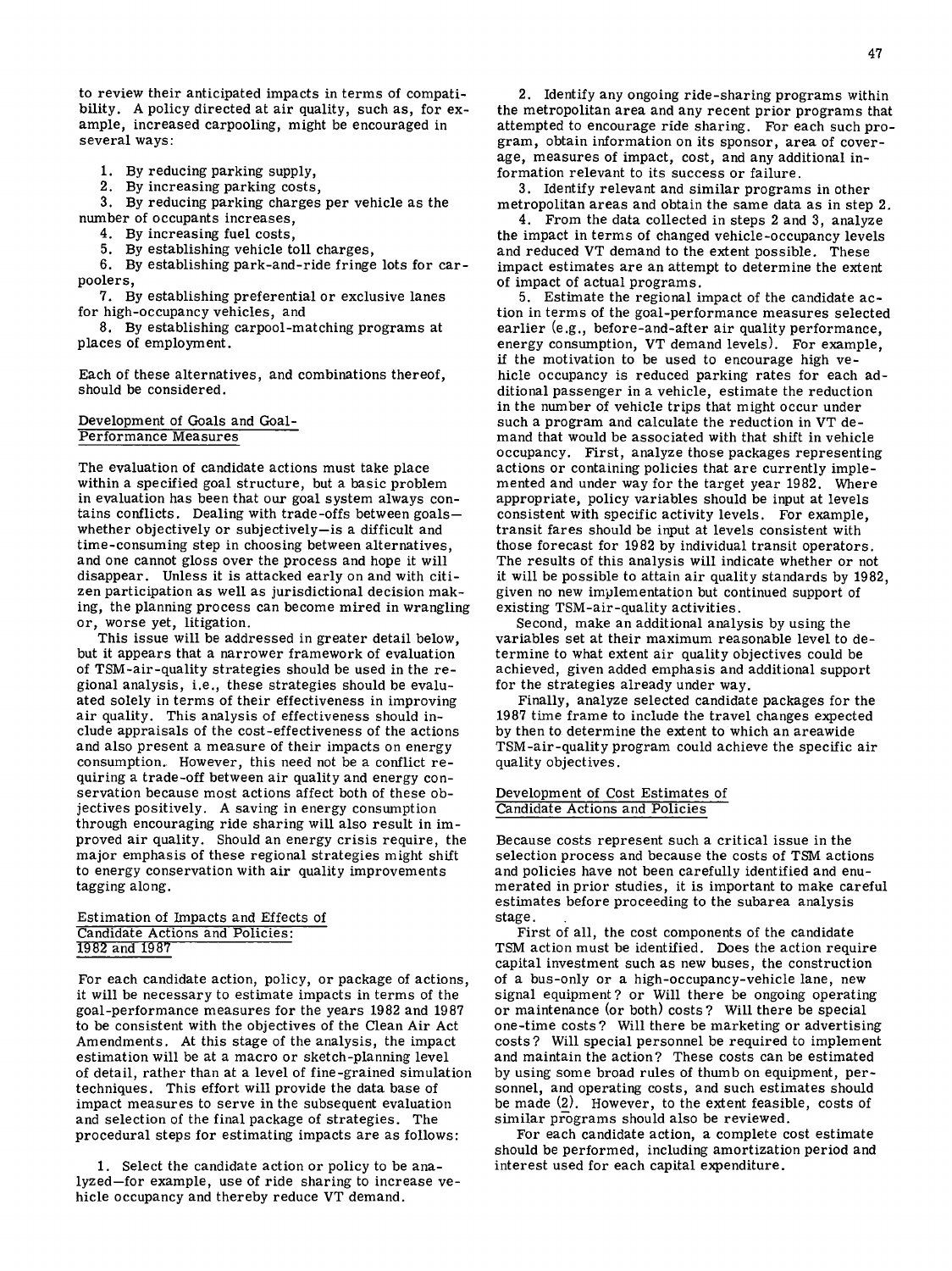to review their anticipated impacts in terms of compatibility. A policy directed at air quality, such as, for example, increased carpooling, might be encouraged in several ways:

1. By reducing parking supply,
2. By increasing parking costs,
3. By reducing parking charges per vehicle as the number of occupants increases,
4. By increasing fuel costs,
5. By establishing vehicle toll charges,
6. By establishing park-and-ride fringe lots for carpoolers,
7. By establishing preferential or exclusive lanes for high-occupancy vehicles, and
8. By establishing carpool-matching programs at places of employment.

Each of these alternatives, and combinations thereof, should be considered.

## Development of Goals and Goal-Performance Measures

The evaluation of candidate actions must take place within a specified goal structure, but a basic problem in evaluation has been that our goal system always contains conflicts. Dealing with trade-offs between goals—whether objectively or subjectively—is a difficult and time-consuming step in choosing between alternatives, and one cannot gloss over the process and hope it will disappear. Unless it is attacked early on and with citizen participation as well as jurisdictional decision making, the planning process can become mired in wrangling or, worse yet, litigation.

This issue will be addressed in greater detail below, but it appears that a narrower framework of evaluation of TSM-air-quality strategies should be used in the regional analysis, i.e., these strategies should be evaluated solely in terms of their effectiveness in improving air quality. This analysis of effectiveness should include appraisals of the cost-effectiveness of the actions and also present a measure of their impacts on energy consumption. However, this need not be a conflict requiring a trade-off between air quality and energy conservation because most actions affect both of these objectives positively. A saving in energy consumption through encouraging ride sharing will also result in improved air quality. Should an energy crisis require, the major emphasis of these regional strategies might shift to energy conservation with air quality improvements tagging along.

## Estimation of Impacts and Effects of Candidate Actions and Policies: 1982 and 1987

For each candidate action, policy, or package of actions, it will be necessary to estimate impacts in terms of the goal-performance measures for the years 1982 and 1987 to be consistent with the objectives of the Clean Air Act Amendments. At this stage of the analysis, the impact estimation will be at a macro or sketch-planning level of detail, rather than at a level of fine-grained simulation techniques. This effort will provide the data base of impact measures to serve in the subsequent evaluation and selection of the final package of strategies. The procedural steps for estimating impacts are as follows:

1. Select the candidate action or policy to be analyzed—for example, use of ride sharing to increase vehicle occupancy and thereby reduce VT demand.
2. Identify any ongoing ride-sharing programs within the metropolitan area and any recent prior programs that attempted to encourage ride sharing. For each such program, obtain information on its sponsor, area of coverage, measures of impact, cost, and any additional information relevant to its success or failure.
3. Identify relevant and similar programs in other metropolitan areas and obtain the same data as in step 2.
4. From the data collected in steps 2 and 3, analyze the impact in terms of changed vehicle-occupancy levels and reduced VT demand to the extent possible. These impact estimates are an attempt to determine the extent of impact of actual programs.
5. Estimate the regional impact of the candidate action in terms of the goal-performance measures selected earlier (e.g., before-and-after air quality performance, energy consumption, VT demand levels). For example, if the motivation to be used to encourage high vehicle occupancy is reduced parking rates for each additional passenger in a vehicle, estimate the reduction in the number of vehicle trips that might occur under such a program and calculate the reduction in VT demand that would be associated with that shift in vehicle occupancy. First, analyze those packages representing actions or containing policies that are currently implemented and under way for the target year 1982. Where appropriate, policy variables should be input at levels consistent with specific activity levels. For example, transit fares should be input at levels consistent with those forecast for 1982 by individual transit operators. The results of this analysis will indicate whether or not it will be possible to attain air quality standards by 1982, given no new implementation but continued support of existing TSM-air-quality activities.

Second, make an additional analysis by using the variables set at their maximum reasonable level to determine to what extent air quality objectives could be achieved, given added emphasis and additional support for the strategies already under way.

Finally, analyze selected candidate packages for the 1987 time frame to include the travel changes expected by then to determine the extent to which an areawide TSM-air-quality program could achieve the specific air quality objectives.

## Development of Cost Estimates of Candidate Actions and Policies

Because costs represent such a critical issue in the selection process and because the costs of TSM actions and policies have not been carefully identified and enumerated in prior studies, it is important to make careful estimates before proceeding to the subarea analysis stage.

First of all, the cost components of the candidate TSM action must be identified. Does the action require capital investment such as new buses, the construction of a bus-only or a high-occupancy-vehicle lane, new signal equipment? or Will there be ongoing operating or maintenance (or both) costs? Will there be special one-time costs? Will there be marketing or advertising costs? Will special personnel be required to implement and maintain the action? These costs can be estimated by using some broad rules of thumb on equipment, personnel, and operating costs, and such estimates should be made (2). However, to the extent feasible, costs of similar programs should also be reviewed.

For each candidate action, a complete cost estimate should be performed, including amortization period and interest used for each capital expenditure.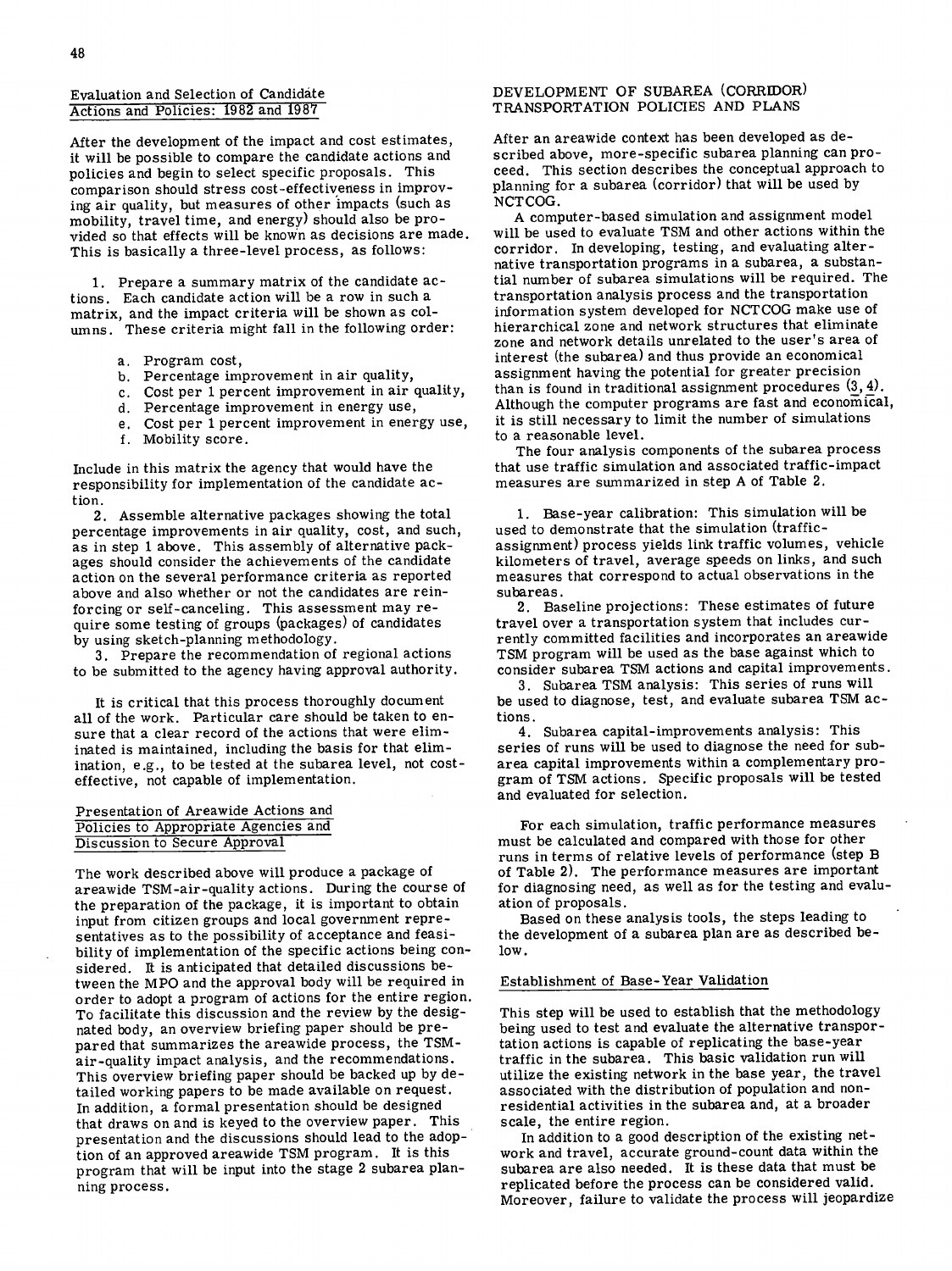### Evaluation and Selection of Candidate Actions and Policies: 1982 and 1987

After the development of the impact and cost estimates, it will be possible to compare the candidate actions and policies and begin to select specific proposals. This comparison should stress cost-effectiveness in improving air quality, but measures of other impacts (such as mobility, travel time, and energy) should also be provided so that effects will be known as decisions are made. This is basically a three-level process, as follows:

1. Prepare a summary matrix of the candidate actions. Each candidate action will be a row in such a matrix, and the impact criteria will be shown as columns. These criteria might fall in the following order:

   a. Program cost,
   b. Percentage improvement in air quality,
   c. Cost per 1 percent improvement in air quality,
   d. Percentage improvement in energy use,
   e. Cost per 1 percent improvement in energy use,
   f. Mobility score.

   Include in this matrix the agency that would have the responsibility for implementation of the candidate action.

2. Assemble alternative packages showing the total percentage improvements in air quality, cost, and such, as in step 1 above. This assembly of alternative packages should consider the achievements of the candidate action on the several performance criteria as reported above and also whether or not the candidates are reinforcing or self-canceling. This assessment may require some testing of groups (packages) of candidates by using sketch-planning methodology.

3. Prepare the recommendation of regional actions to be submitted to the agency having approval authority.

It is critical that this process thoroughly document all of the work. Particular care should be taken to ensure that a clear record of the actions that were eliminated is maintained, including the basis for that elimination, e.g., to be tested at the subarea level, not cost-effective, not capable of implementation.

### Presentation of Areawide Actions and Policies to Appropriate Agencies and Discussion to Secure Approval

The work described above will produce a package of areawide TSM-air-quality actions. During the course of the preparation of the package, it is important to obtain input from citizen groups and local government representatives as to the possibility of acceptance and feasibility of implementation of the specific actions being considered. It is anticipated that detailed discussions between the MPO and the approval body will be required in order to adopt a program of actions for the entire region. To facilitate this discussion and the review by the designated body, an overview briefing paper should be prepared that summarizes the areawide process, the TSM-air-quality impact analysis, and the recommendations. This overview briefing paper should be backed up by detailed working papers to be made available on request. In addition, a formal presentation should be designed that draws on and is keyed to the overview paper. This presentation and the discussions should lead to the adoption of an approved areawide TSM program. It is this program that will be input into the stage 2 subarea planning process.

## DEVELOPMENT OF SUBAREA (CORRIDOR) TRANSPORTATION POLICIES AND PLANS

After an areawide context has been developed as described above, more-specific subarea planning can proceed. This section describes the conceptual approach to planning for a subarea (corridor) that will be used by NCTCOG.

A computer-based simulation and assignment model will be used to evaluate TSM and other actions within the corridor. In developing, testing, and evaluating alternative transportation programs in a subarea, a substantial number of subarea simulations will be required. The transportation analysis process and the transportation information system developed for NCTCOG make use of hierarchical zone and network structures that eliminate zone and network details unrelated to the user's area of interest (the subarea) and thus provide an economical assignment having the potential for greater precision than is found in traditional assignment procedures (3, 4). Although the computer programs are fast and economical, it is still necessary to limit the number of simulations to a reasonable level.

The four analysis components of the subarea process that use traffic simulation and associated traffic-impact measures are summarized in step A of Table 2.

1. Base-year calibration: This simulation will be used to demonstrate that the simulation (traffic-assignment) process yields link traffic volumes, vehicle kilometers of travel, average speeds on links, and such measures that correspond to actual observations in the subareas.
2. Baseline projections: These estimates of future travel over a transportation system that includes currently committed facilities and incorporates an areawide TSM program will be used as the base against which to consider subarea TSM actions and capital improvements.
3. Subarea TSM analysis: This series of runs will be used to diagnose, test, and evaluate subarea TSM actions.
4. Subarea capital-improvements analysis: This series of runs will be used to diagnose the need for subarea capital improvements within a complementary program of TSM actions. Specific proposals will be tested and evaluated for selection.

For each simulation, traffic performance measures must be calculated and compared with those for other runs in terms of relative levels of performance (step B of Table 2). The performance measures are important for diagnosing need, as well as for the testing and evaluation of proposals.

Based on these analysis tools, the steps leading to the development of a subarea plan are as described below.

### Establishment of Base-Year Validation

This step will be used to establish that the methodology being used to test and evaluate the alternative transportation actions is capable of replicating the base-year traffic in the subarea. This basic validation run will utilize the existing network in the base year, the travel associated with the distribution of population and nonresidential activities in the subarea and, at a broader scale, the entire region.

In addition to a good description of the existing network and travel, accurate ground-count data within the subarea are also needed. It is these data that must be replicated before the process can be considered valid. Moreover, failure to validate the process will jeopardize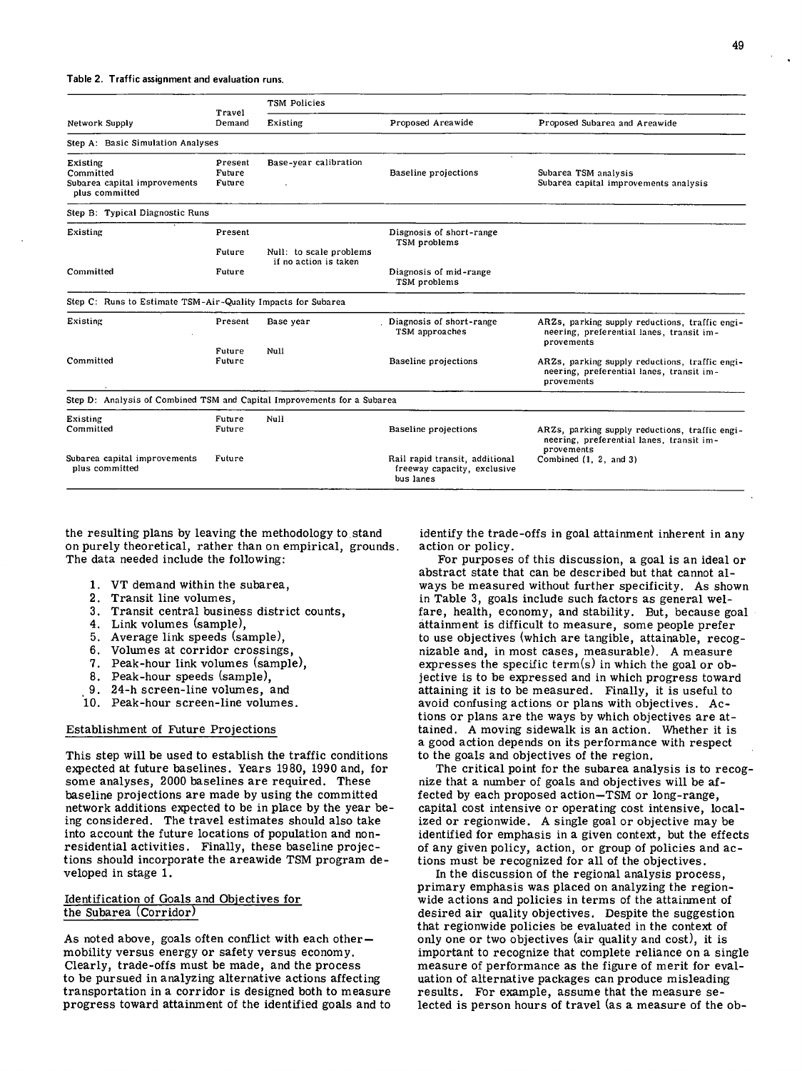Table 2. Traffic assignment and evaluation runs.

| Network Supply | Travel Demand | TSM Policies: Existing | Proposed Areawide | Proposed Subarea and Areawide |
|---|---|---|---|---|
| **Step A: Basic Simulation Analyses** | | | | |
| Existing | Present | Base-year calibration | | |
| Committed | Future | | Baseline projections | Subarea TSM analysis |
| Subarea capital improvements plus committed | Future | | | Subarea capital improvements analysis |
| **Step B: Typical Diagnostic Runs** | | | | |
| Existing | Present | | Disgnosis of short-range TSM problems | |
| | Future | Null: to scale problems if no action is taken | | |
| Committed | Future | | Diagnosis of mid-range TSM problems | |
| **Step C: Runs to Estimate TSM-Air-Quality Impacts for Subarea** | | | | |
| Existing | Present | Base year | Diagnosis of short-range TSM approaches | ARZs, parking supply reductions, traffic engineering, preferential lanes, transit improvements |
| | Future | Null | | |
| Committed | Future | | Baseline projections | ARZs, parking supply reductions, traffic engineering, preferential lanes, transit improvements |
| **Step D: Analysis of Combined TSM and Capital Improvements for a Subarea** | | | | |
| Existing | Future | Null | | |
| Committed | Future | | Baseline projections | ARZs, parking supply reductions, traffic engineering, preferential lanes, transit improvements |
| Subarea capital improvements plus committed | Future | | Rail rapid transit, additional freeway capacity, exclusive bus lanes | Combined (1, 2, and 3) |

the resulting plans by leaving the methodology to stand on purely theoretical, rather than on empirical, grounds. The data needed include the following:

1. VT demand within the subarea,
2. Transit line volumes,
3. Transit central business district counts,
4. Link volumes (sample),
5. Average link speeds (sample),
6. Volumes at corridor crossings,
7. Peak-hour link volumes (sample),
8. Peak-hour speeds (sample),
9. 24-h screen-line volumes, and
10. Peak-hour screen-line volumes.

## Establishment of Future Projections

This step will be used to establish the traffic conditions expected at future baselines. Years 1980, 1990 and, for some analyses, 2000 baselines are required. These baseline projections are made by using the committed network additions expected to be in place by the year being considered. The travel estimates should also take into account the future locations of population and nonresidential activities. Finally, these baseline projections should incorporate the areawide TSM program developed in stage 1.

## Identification of Goals and Objectives for the Subarea (Corridor)

As noted above, goals often conflict with each other—mobility versus energy or safety versus economy. Clearly, trade-offs must be made, and the process to be pursued in analyzing alternative actions affecting transportation in a corridor is designed both to measure progress toward attainment of the identified goals and to identify the trade-offs in goal attainment inherent in any action or policy.

For purposes of this discussion, a goal is an ideal or abstract state that can be described but that cannot always be measured without further specificity. As shown in Table 3, goals include such factors as general welfare, health, economy, and stability. But, because goal attainment is difficult to measure, some people prefer to use objectives (which are tangible, attainable, recognizable and, in most cases, measurable). A measure expresses the specific term(s) in which the goal or objective is to be expressed and in which progress toward attaining it is to be measured. Finally, it is useful to avoid confusing actions or plans with objectives. Actions or plans are the ways by which objectives are attained. A moving sidewalk is an action. Whether it is a good action depends on its performance with respect to the goals and objectives of the region.

The critical point for the subarea analysis is to recognize that a number of goals and objectives will be affected by each proposed action—TSM or long-range, capital cost intensive or operating cost intensive, localized or regionwide. A single goal or objective may be identified for emphasis in a given context, but the effects of any given policy, action, or group of policies and actions must be recognized for all of the objectives.

In the discussion of the regional analysis process, primary emphasis was placed on analyzing the regionwide actions and policies in terms of the attainment of desired air quality objectives. Despite the suggestion that regionwide policies be evaluated in the context of only one or two objectives (air quality and cost), it is important to recognize that complete reliance on a single measure of performance as the figure of merit for evaluation of alternative packages can produce misleading results. For example, assume that the measure selected is person hours of travel (as a measure of the ob-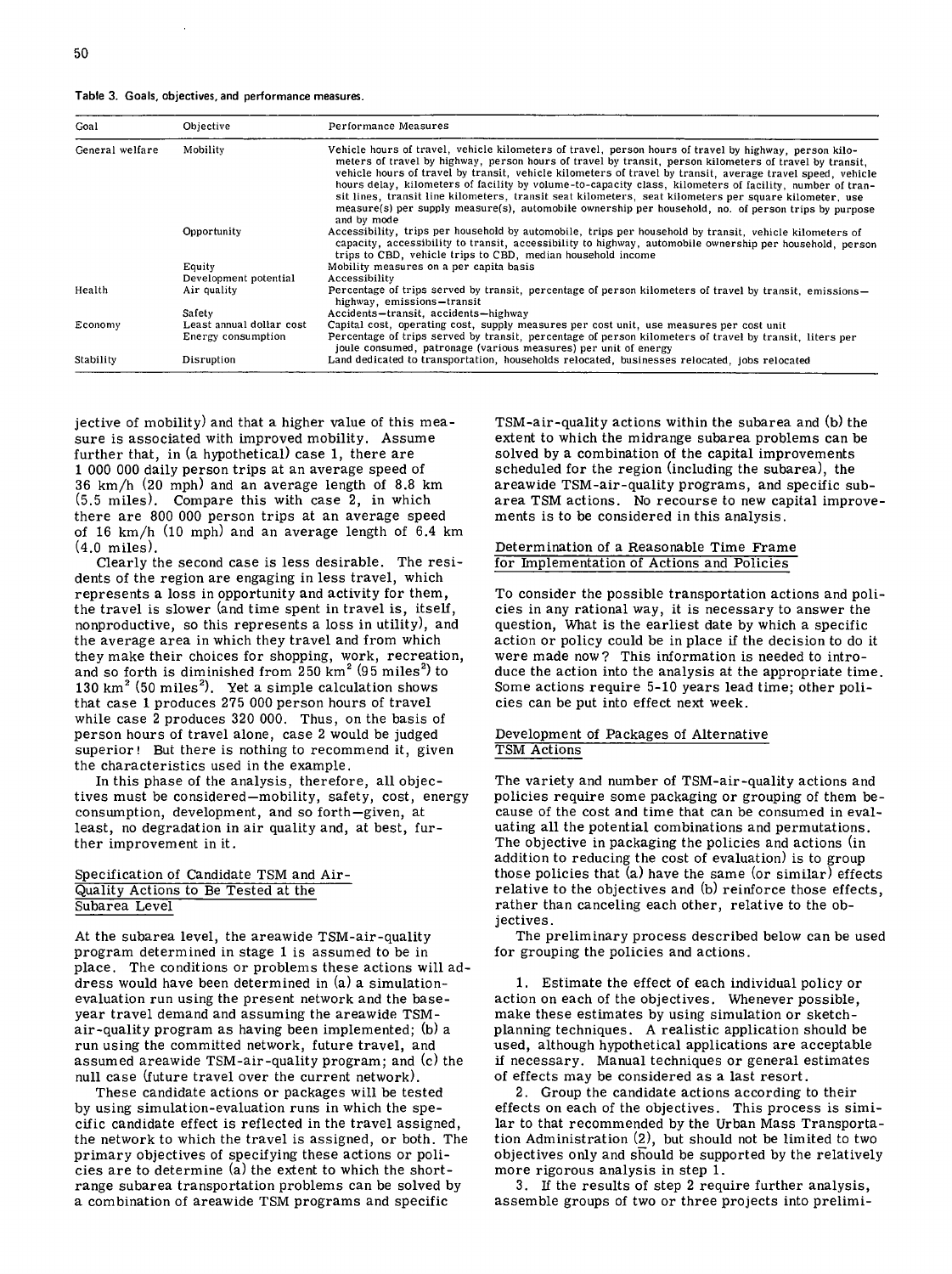Table 3. Goals, objectives, and performance measures.

| Goal | Objective | Performance Measures |
|---|---|---|
| General welfare | Mobility | Vehicle hours of travel, vehicle kilometers of travel, person hours of travel by highway, person kilometers of travel by highway, person hours of travel by transit, person kilometers of travel by transit, vehicle hours of travel by transit, vehicle kilometers of travel by transit, average travel speed, vehicle hours delay, kilometers of facility by volume-to-capacity class, kilometers of facility, number of transit lines, transit line kilometers, transit seat kilometers, seat kilometers per square kilometer, use measure(s) per supply measure(s), automobile ownership per household, no. of person trips by purpose and by mode |
| | Opportunity | Accessibility, trips per household by automobile, trips per household by transit, vehicle kilometers of capacity, accessibility to transit, accessibility to highway, automobile ownership per household, person trips to CBD, vehicle trips to CBD, median household income |
| | Equity | Mobility measures on a per capita basis |
| | Development potential | Accessibility |
| Health | Air quality | Percentage of trips served by transit, percentage of person kilometers of travel by transit, emissions—highway, emissions—transit |
| | Safety | Accidents—transit, accidents—highway |
| Economy | Least annual dollar cost | Capital cost, operating cost, supply measures per cost unit, use measures per cost unit |
| | Energy consumption | Percentage of trips served by transit, percentage of person kilometers of travel by transit, liters per joule consumed, patronage (various measures) per unit of energy |
| Stability | Disruption | Land dedicated to transportation, households relocated, businesses relocated, jobs relocated |

jective of mobility) and that a higher value of this measure is associated with improved mobility. Assume further that, in (a hypothetical) case 1, there are 1 000 000 daily person trips at an average speed of 36 km/h (20 mph) and an average length of 8.8 km (5.5 miles). Compare this with case 2, in which there are 800 000 person trips at an average speed of 16 km/h (10 mph) and an average length of 6.4 km (4.0 miles).

Clearly the second case is less desirable. The residents of the region are engaging in less travel, which represents a loss in opportunity and activity for them, the travel is slower (and time spent in travel is, itself, nonproductive, so this represents a loss in utility), and the average area in which they travel and from which they make their choices for shopping, work, recreation, and so forth is diminished from 250 $km^2$ (95 $miles^2$) to 130 $km^2$ (50 $miles^2$). Yet a simple calculation shows that case 1 produces 275 000 person hours of travel while case 2 produces 320 000. Thus, on the basis of person hours of travel alone, case 2 would be judged superior! But there is nothing to recommend it, given the characteristics used in the example.

In this phase of the analysis, therefore, all objectives must be considered—mobility, safety, cost, energy consumption, development, and so forth—given, at least, no degradation in air quality and, at best, further improvement in it.

## Specification of Candidate TSM and Air-Quality Actions to Be Tested at the Subarea Level

At the subarea level, the areawide TSM-air-quality program determined in stage 1 is assumed to be in place. The conditions or problems these actions will address would have been determined in (a) a simulation-evaluation run using the present network and the base-year travel demand and assuming the areawide TSM-air-quality program as having been implemented; (b) a run using the committed network, future travel, and assumed areawide TSM-air-quality program; and (c) the null case (future travel over the current network).

These candidate actions or packages will be tested by using simulation-evaluation runs in which the specific candidate effect is reflected in the travel assigned, the network to which the travel is assigned, or both. The primary objectives of specifying these actions or policies are to determine (a) the extent to which the short-range subarea transportation problems can be solved by a combination of areawide TSM programs and specific TSM-air-quality actions within the subarea and (b) the extent to which the midrange subarea problems can be solved by a combination of the capital improvements scheduled for the region (including the subarea), the areawide TSM-air-quality programs, and specific subarea TSM actions. No recourse to new capital improvements is to be considered in this analysis.

## Determination of a Reasonable Time Frame for Implementation of Actions and Policies

To consider the possible transportation actions and policies in any rational way, it is necessary to answer the question, What is the earliest date by which a specific action or policy could be in place if the decision to do it were made now? This information is needed to introduce the action into the analysis at the appropriate time. Some actions require 5-10 years lead time; other policies can be put into effect next week.

## Development of Packages of Alternative TSM Actions

The variety and number of TSM-air-quality actions and policies require some packaging or grouping of them because of the cost and time that can be consumed in evaluating all the potential combinations and permutations. The objective in packaging the policies and actions (in addition to reducing the cost of evaluation) is to group those policies that (a) have the same (or similar) effects relative to the objectives and (b) reinforce those effects, rather than canceling each other, relative to the objectives.

The preliminary process described below can be used for grouping the policies and actions.

1. Estimate the effect of each individual policy or action on each of the objectives. Whenever possible, make these estimates by using simulation or sketch-planning techniques. A realistic application should be used, although hypothetical applications are acceptable if necessary. Manual techniques or general estimates of effects may be considered as a last resort.

2. Group the candidate actions according to their effects on each of the objectives. This process is similar to that recommended by the Urban Mass Transportation Administration (2), but should not be limited to two objectives only and should be supported by the relatively more rigorous analysis in step 1.

3. If the results of step 2 require further analysis, assemble groups of two or three projects into prelimi-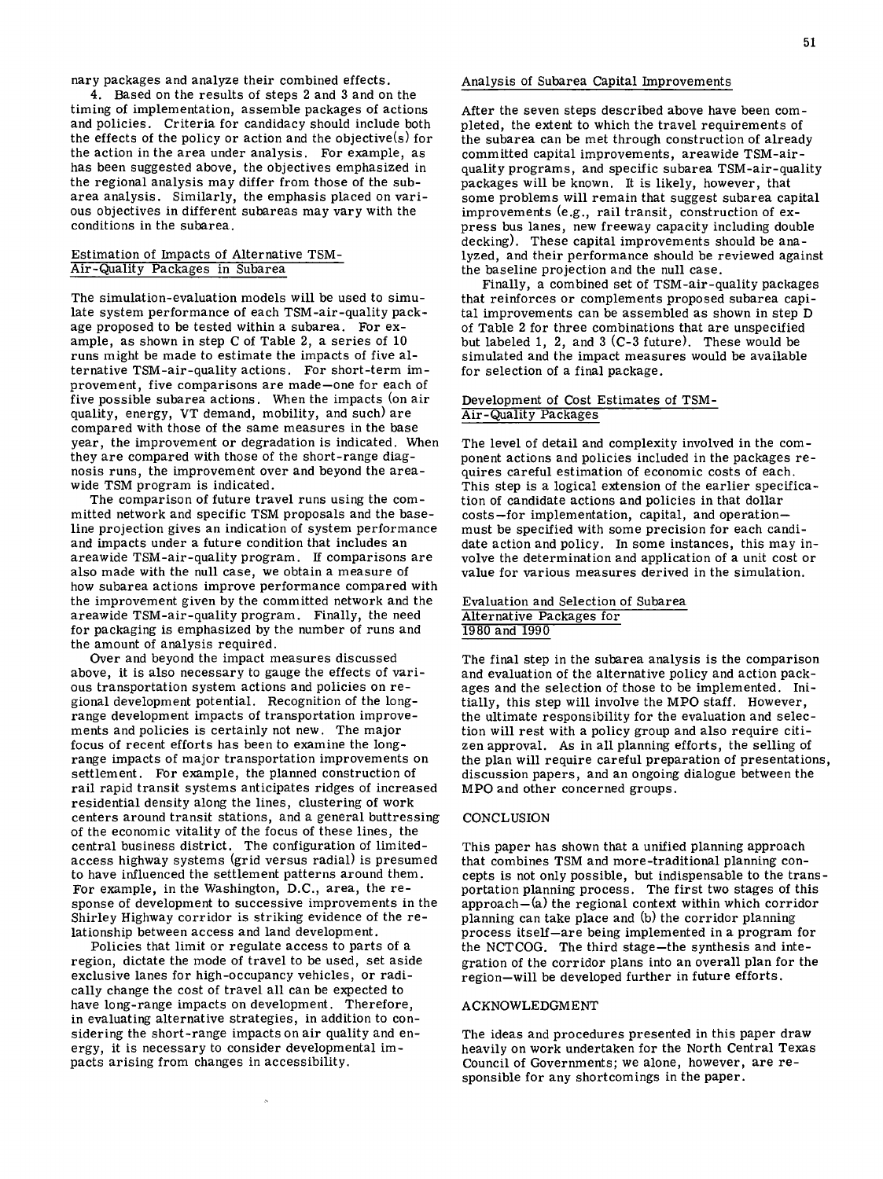nary packages and analyze their combined effects.

4. Based on the results of steps 2 and 3 and on the timing of implementation, assemble packages of actions and policies. Criteria for candidacy should include both the effects of the policy or action and the objective(s) for the action in the area under analysis. For example, as has been suggested above, the objectives emphasized in the regional analysis may differ from those of the subarea analysis. Similarly, the emphasis placed on various objectives in different subareas may vary with the conditions in the subarea.

## Estimation of Impacts of Alternative TSM-Air-Quality Packages in Subarea

The simulation-evaluation models will be used to simulate system performance of each TSM-air-quality package proposed to be tested within a subarea. For example, as shown in step C of Table 2, a series of 10 runs might be made to estimate the impacts of five alternative TSM-air-quality actions. For short-term improvement, five comparisons are made—one for each of five possible subarea actions. When the impacts (on air quality, energy, VT demand, mobility, and such) are compared with those of the same measures in the base year, the improvement or degradation is indicated. When they are compared with those of the short-range diagnosis runs, the improvement over and beyond the areawide TSM program is indicated.

The comparison of future travel runs using the committed network and specific TSM proposals and the baseline projection gives an indication of system performance and impacts under a future condition that includes an areawide TSM-air-quality program. If comparisons are also made with the null case, we obtain a measure of how subarea actions improve performance compared with the improvement given by the committed network and the areawide TSM-air-quality program. Finally, the need for packaging is emphasized by the number of runs and the amount of analysis required.

Over and beyond the impact measures discussed above, it is also necessary to gauge the effects of various transportation system actions and policies on regional development potential. Recognition of the long-range development impacts of transportation improvements and policies is certainly not new. The major focus of recent efforts has been to examine the long-range impacts of major transportation improvements on settlement. For example, the planned construction of rail rapid transit systems anticipates ridges of increased residential density along the lines, clustering of work centers around transit stations, and a general buttressing of the economic vitality of the focus of these lines, the central business district. The configuration of limited-access highway systems (grid versus radial) is presumed to have influenced the settlement patterns around them. For example, in the Washington, D.C., area, the response of development to successive improvements in the Shirley Highway corridor is striking evidence of the relationship between access and land development.

Policies that limit or regulate access to parts of a region, dictate the mode of travel to be used, set aside exclusive lanes for high-occupancy vehicles, or radically change the cost of travel all can be expected to have long-range impacts on development. Therefore, in evaluating alternative strategies, in addition to considering the short-range impacts on air quality and energy, it is necessary to consider developmental impacts arising from changes in accessibility.

## Analysis of Subarea Capital Improvements

After the seven steps described above have been completed, the extent to which the travel requirements of the subarea can be met through construction of already committed capital improvements, areawide TSM-air-quality programs, and specific subarea TSM-air-quality packages will be known. It is likely, however, that some problems will remain that suggest subarea capital improvements (e.g., rail transit, construction of express bus lanes, new freeway capacity including double decking). These capital improvements should be analyzed, and their performance should be reviewed against the baseline projection and the null case.

Finally, a combined set of TSM-air-quality packages that reinforces or complements proposed subarea capital improvements can be assembled as shown in step D of Table 2 for three combinations that are unspecified but labeled 1, 2, and 3 (C-3 future). These would be simulated and the impact measures would be available for selection of a final package.

## Development of Cost Estimates of TSM-Air-Quality Packages

The level of detail and complexity involved in the component actions and policies included in the packages requires careful estimation of economic costs of each. This step is a logical extension of the earlier specification of candidate actions and policies in that dollar costs—for implementation, capital, and operation—must be specified with some precision for each candidate action and policy. In some instances, this may involve the determination and application of a unit cost or value for various measures derived in the simulation.

## Evaluation and Selection of Subarea Alternative Packages for 1980 and 1990

The final step in the subarea analysis is the comparison and evaluation of the alternative policy and action packages and the selection of those to be implemented. Initially, this step will involve the MPO staff. However, the ultimate responsibility for the evaluation and selection will rest with a policy group and also require citizen approval. As in all planning efforts, the selling of the plan will require careful preparation of presentations, discussion papers, and an ongoing dialogue between the MPO and other concerned groups.

# CONCLUSION

This paper has shown that a unified planning approach that combines TSM and more-traditional planning concepts is not only possible, but indispensable to the transportation planning process. The first two stages of this approach—(a) the regional context within which corridor planning can take place and (b) the corridor planning process itself—are being implemented in a program for the NCTCOG. The third stage—the synthesis and integration of the corridor plans into an overall plan for the region—will be developed further in future efforts.

# ACKNOWLEDGMENT

The ideas and procedures presented in this paper draw heavily on work undertaken for the North Central Texas Council of Governments; we alone, however, are responsible for any shortcomings in the paper.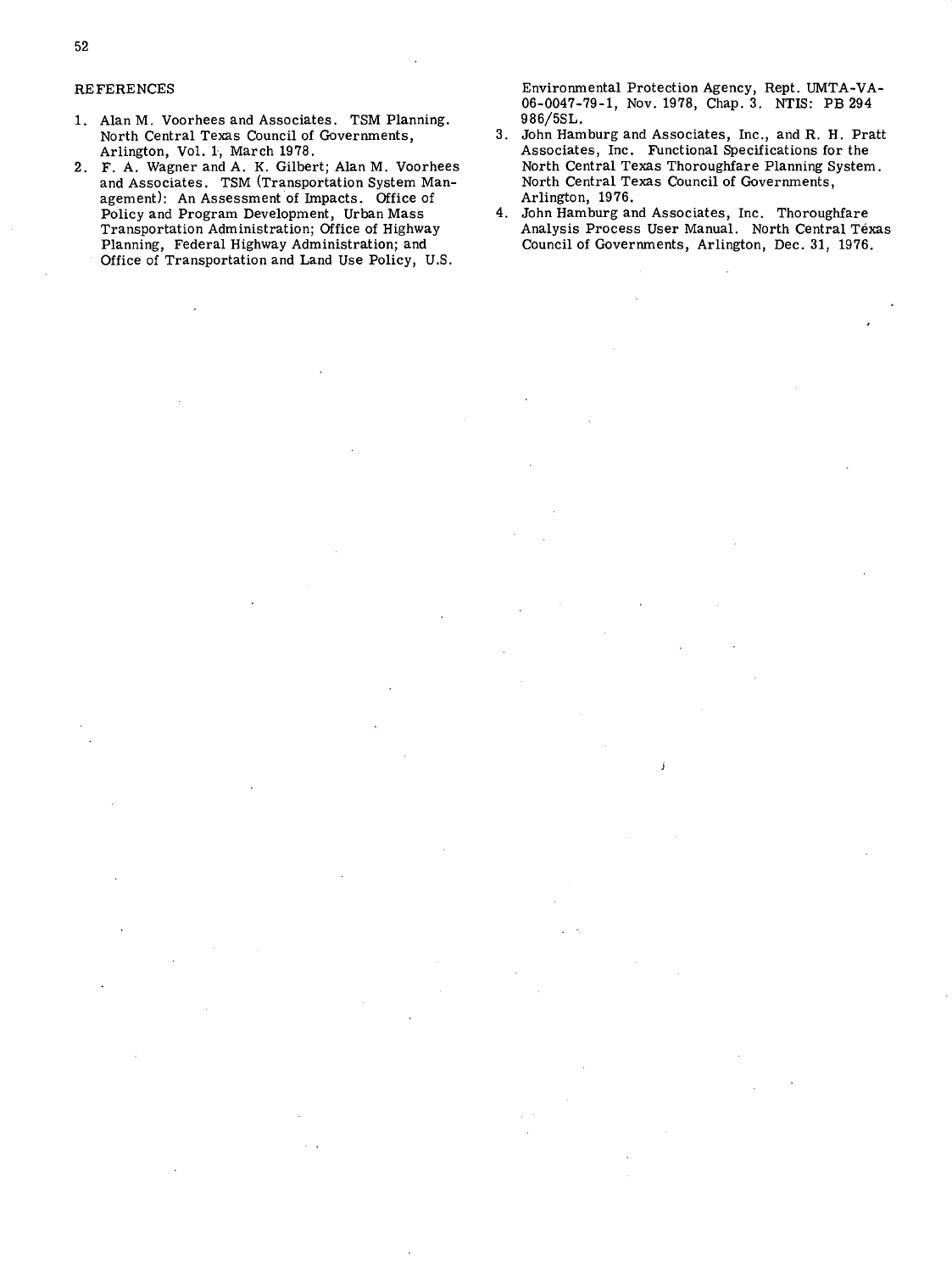## REFERENCES

1. Alan M. Voorhees and Associates. TSM Planning. North Central Texas Council of Governments, Arlington, Vol. 1, March 1978.
2. F. A. Wagner and A. K. Gilbert; Alan M. Voorhees and Associates. TSM (Transportation System Management): An Assessment of Impacts. Office of Policy and Program Development, Urban Mass Transportation Administration; Office of Highway Planning, Federal Highway Administration; and Office of Transportation and Land Use Policy, U.S. Environmental Protection Agency, Rept. UMTA-VA-06-0047-79-1, Nov. 1978, Chap. 3. NTIS: PB 294 986/5SL.
3. John Hamburg and Associates, Inc., and R. H. Pratt Associates, Inc. Functional Specifications for the North Central Texas Thoroughfare Planning System. North Central Texas Council of Governments, Arlington, 1976.
4. John Hamburg and Associates, Inc. Thoroughfare Analysis Process User Manual. North Central Texas Council of Governments, Arlington, Dec. 31, 1976.